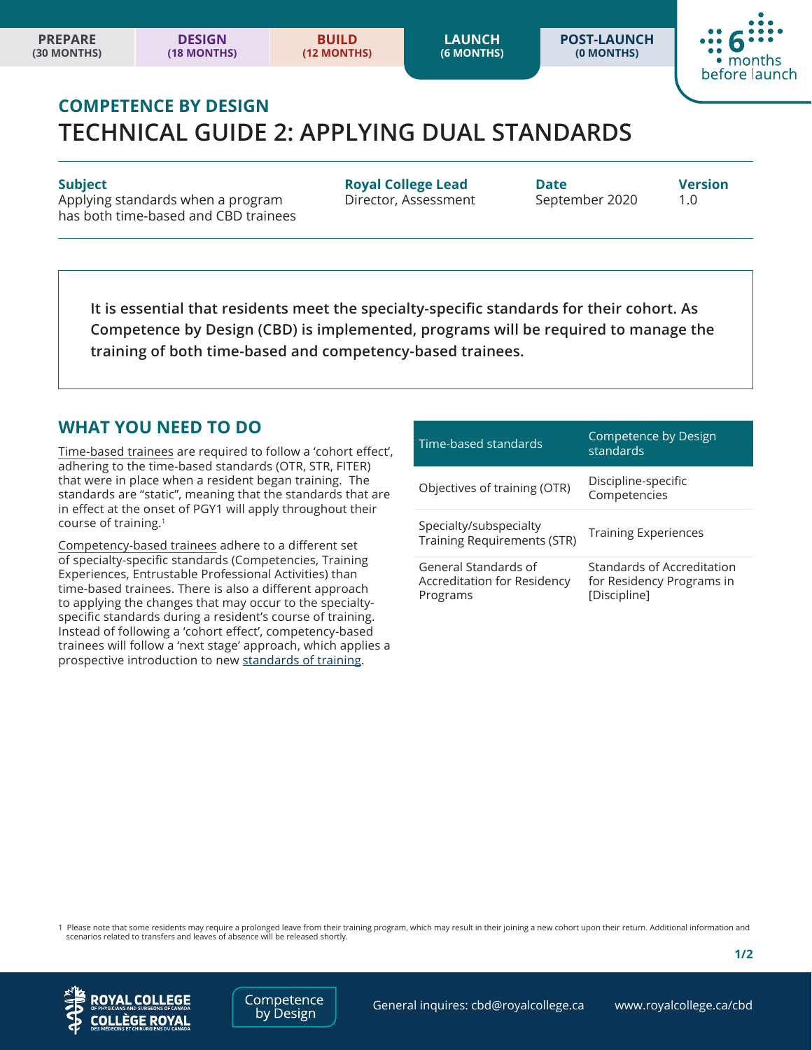PREPARE (30 MONTHS) | DESIGN (18 MONTHS) | BUILD (12 MONTHS) | LAUNCH (6 MONTHS) | POST-LAUNCH (0 MONTHS)

6 months before launch

## COMPETENCE BY DESIGN

# TECHNICAL GUIDE 2: APPLYING DUAL STANDARDS

| Subject | Royal College Lead | Date | Version |
|---|---|---|---|
| Applying standards when a program has both time-based and CBD trainees | Director, Assessment | September 2020 | 1.0 |

**It is essential that residents meet the specialty-specific standards for their cohort. As Competence by Design (CBD) is implemented, programs will be required to manage the training of both time-based and competency-based trainees.**

## WHAT YOU NEED TO DO

Time-based trainees are required to follow a 'cohort effect', adhering to the time-based standards (OTR, STR, FITER) that were in place when a resident began training. The standards are "static", meaning that the standards that are in effect at the onset of PGY1 will apply throughout their course of training.[1]

Competency-based trainees adhere to a different set of specialty-specific standards (Competencies, Training Experiences, Entrustable Professional Activities) than time-based trainees. There is also a different approach to applying the changes that may occur to the specialty-specific standards during a resident's course of training. Instead of following a 'cohort effect', competency-based trainees will follow a 'next stage' approach, which applies a prospective introduction to new standards of training.

| Time-based standards | Competence by Design standards |
|---|---|
| Objectives of training (OTR) | Discipline-specific Competencies |
| Specialty/subspecialty Training Requirements (STR) | Training Experiences |
| General Standards of Accreditation for Residency Programs | Standards of Accreditation for Residency Programs in [Discipline] |

1 Please note that some residents may require a prolonged leave from their training program, which may result in their joining a new cohort upon their return. Additional information and scenarios related to transfers and leaves of absence will be released shortly.

General inquires: cbd@royalcollege.ca www.royalcollege.ca/cbd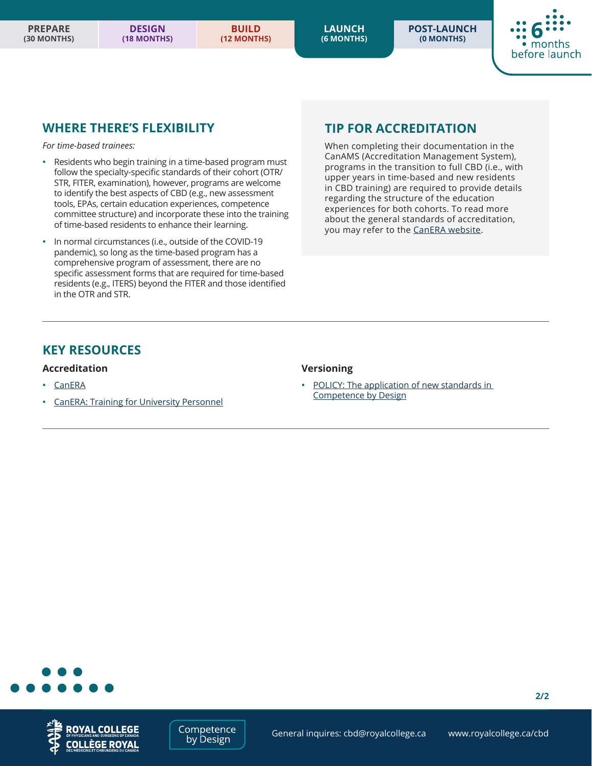## WHERE THERE'S FLEXIBILITY

*For time-based trainees:*

- Residents who begin training in a time-based program must follow the specialty-specific standards of their cohort (OTR/STR, FITER, examination), however, programs are welcome to identify the best aspects of CBD (e.g., new assessment tools, EPAs, certain education experiences, competence committee structure) and incorporate these into the training of time-based residents to enhance their learning.
- In normal circumstances (i.e., outside of the COVID-19 pandemic), so long as the time-based program has a comprehensive program of assessment, there are no specific assessment forms that are required for time-based residents (e.g., ITERS) beyond the FITER and those identified in the OTR and STR.

## TIP FOR ACCREDITATION

When completing their documentation in the CanAMS (Accreditation Management System), programs in the transition to full CBD (i.e., with upper years in time-based and new residents in CBD training) are required to provide details regarding the structure of the education experiences for both cohorts. To read more about the general standards of accreditation, you may refer to the CanERA website.

## KEY RESOURCES

### Accreditation

- CanERA
- CanERA: Training for University Personnel

### Versioning

- POLICY: The application of new standards in Competence by Design